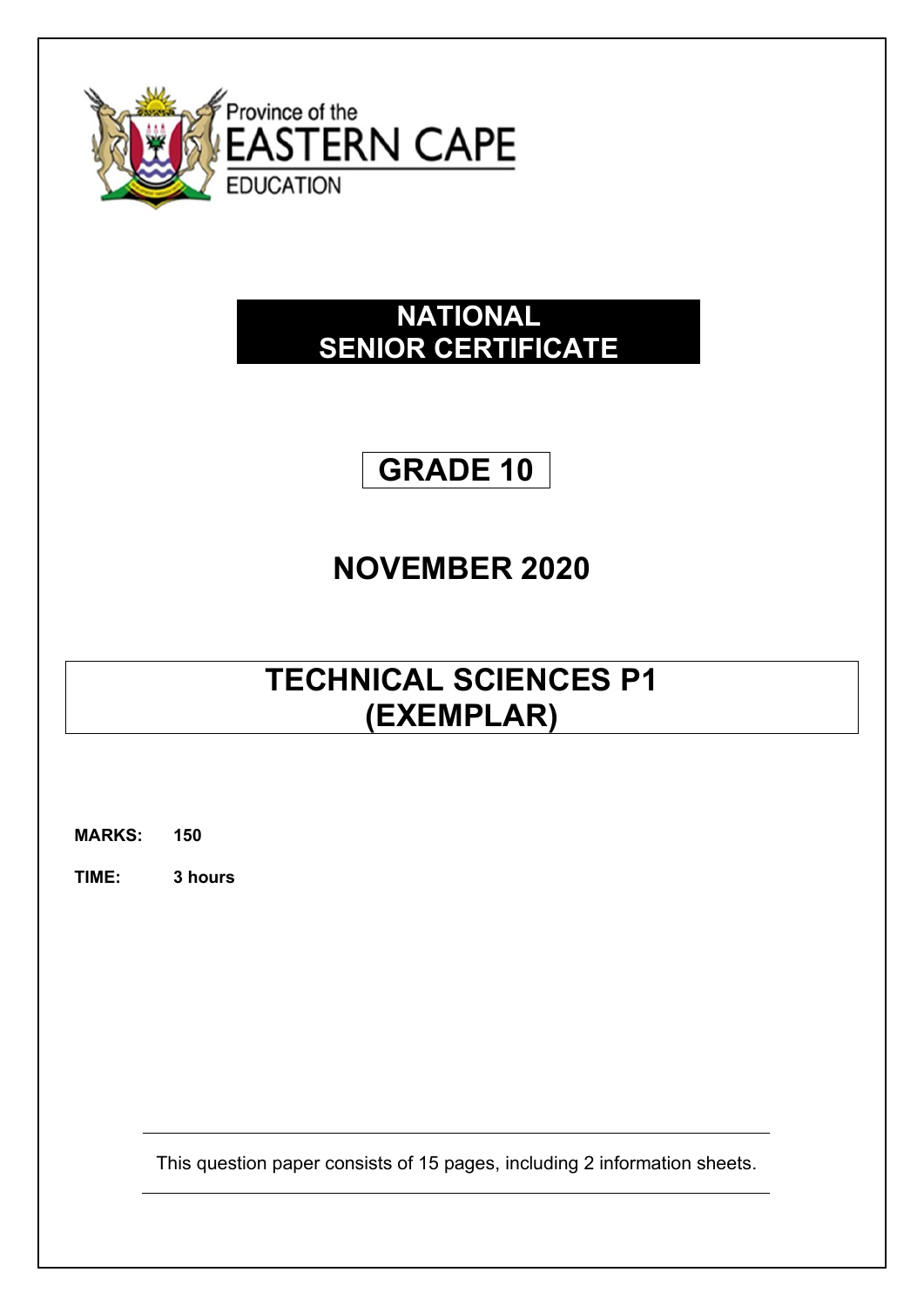Province of the

EASTERN CAPE

EDUCATION

**NATIONAL SENIOR CERTIFICATE**

# GRADE 10

## NOVEMBER 2020

# TECHNICAL SCIENCES P1 (EXEMPLAR)

**MARKS:** **150**

**TIME:** **3 hours**

This question paper consists of 15 pages, including 2 information sheets.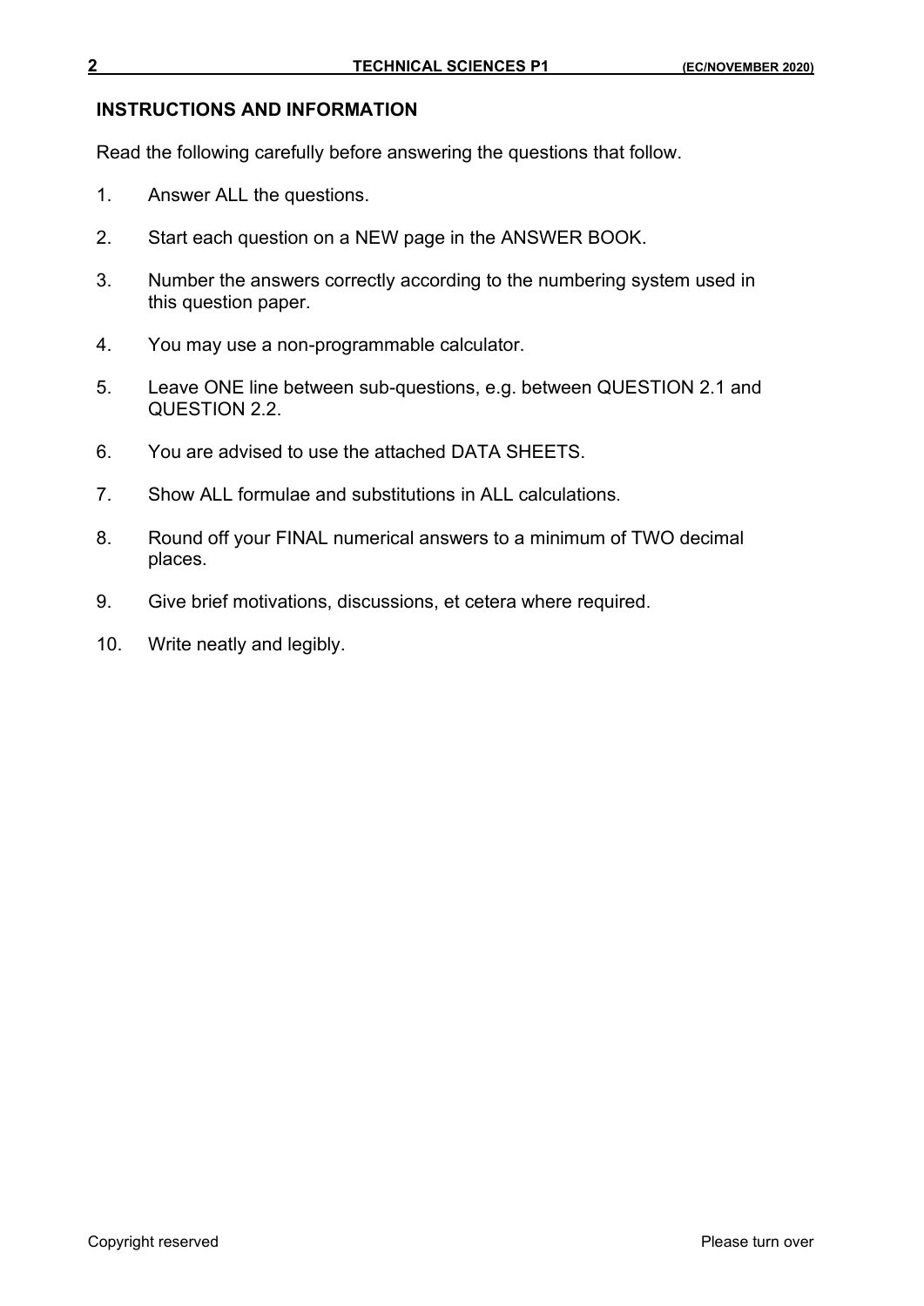## INSTRUCTIONS AND INFORMATION

Read the following carefully before answering the questions that follow.

1. Answer ALL the questions.
2. Start each question on a NEW page in the ANSWER BOOK.
3. Number the answers correctly according to the numbering system used in this question paper.
4. You may use a non-programmable calculator.
5. Leave ONE line between sub-questions, e.g. between QUESTION 2.1 and QUESTION 2.2.
6. You are advised to use the attached DATA SHEETS.
7. Show ALL formulae and substitutions in ALL calculations.
8. Round off your FINAL numerical answers to a minimum of TWO decimal places.
9. Give brief motivations, discussions, et cetera where required.
10. Write neatly and legibly.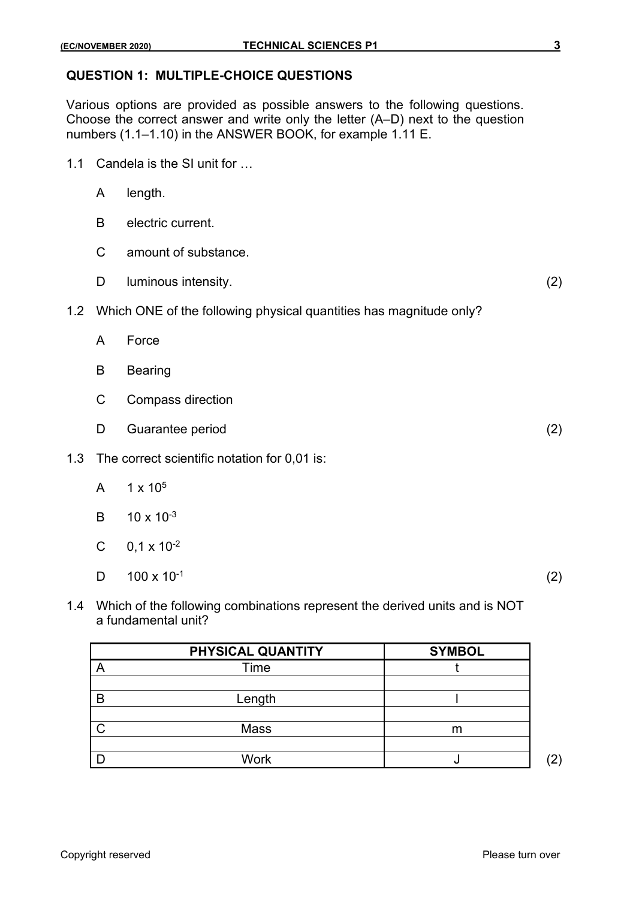## QUESTION 1: MULTIPLE-CHOICE QUESTIONS

Various options are provided as possible answers to the following questions. Choose the correct answer and write only the letter (A–D) next to the question numbers (1.1–1.10) in the ANSWER BOOK, for example 1.11 E.

1.1 Candela is the SI unit for …

- A length.
- B electric current.
- C amount of substance.
- D luminous intensity. (2)

1.2 Which ONE of the following physical quantities has magnitude only?

- A Force
- B Bearing
- C Compass direction
- D Guarantee period (2)

1.3 The correct scientific notation for 0,01 is:

- A $1 \times 10^{5}$
- B $10 \times 10^{-3}$
- C $0,1 \times 10^{-2}$
- D $100 \times 10^{-1}$ (2)

1.4 Which of the following combinations represent the derived units and is NOT a fundamental unit?

| | PHYSICAL QUANTITY | SYMBOL |
|---|---|---|
| A | Time | t |
| | | |
| B | Length | l |
| | | |
| C | Mass | m |
| | | |
| D | Work | J |

(2)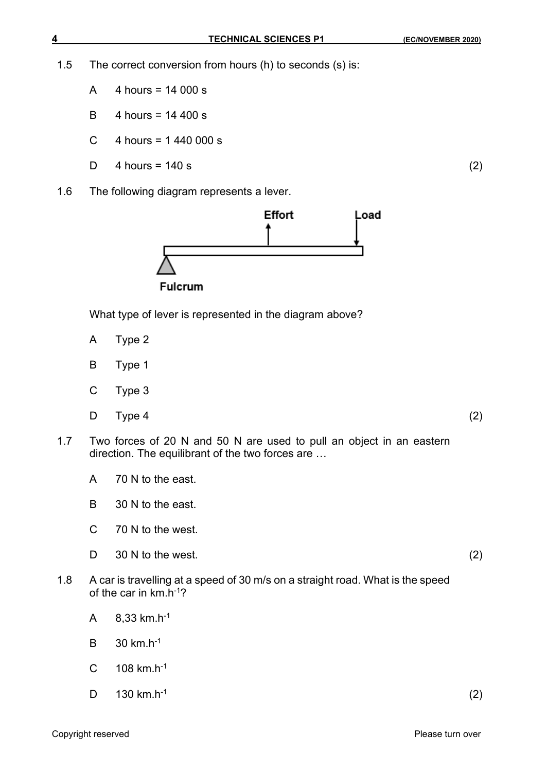1.5 The correct conversion from hours (h) to seconds (s) is:

A 4 hours = 14 000 s

B 4 hours = 14 400 s

C 4 hours = 1 440 000 s

D 4 hours = 140 s (2)

1.6 The following diagram represents a lever.

Effort

Load

Fulcrum

What type of lever is represented in the diagram above?

A Type 2

B Type 1

C Type 3

D Type 4 (2)

1.7 Two forces of 20 N and 50 N are used to pull an object in an eastern direction. The equilibrant of the two forces are …

A 70 N to the east.

B 30 N to the east.

C 70 N to the west.

D 30 N to the west. (2)

1.8 A car is travelling at a speed of 30 m/s on a straight road. What is the speed of the car in $km.h^{-1}$?

A 8,33 $km.h^{-1}$

B 30 $km.h^{-1}$

C 108 $km.h^{-1}$

D 130 $km.h^{-1}$ (2)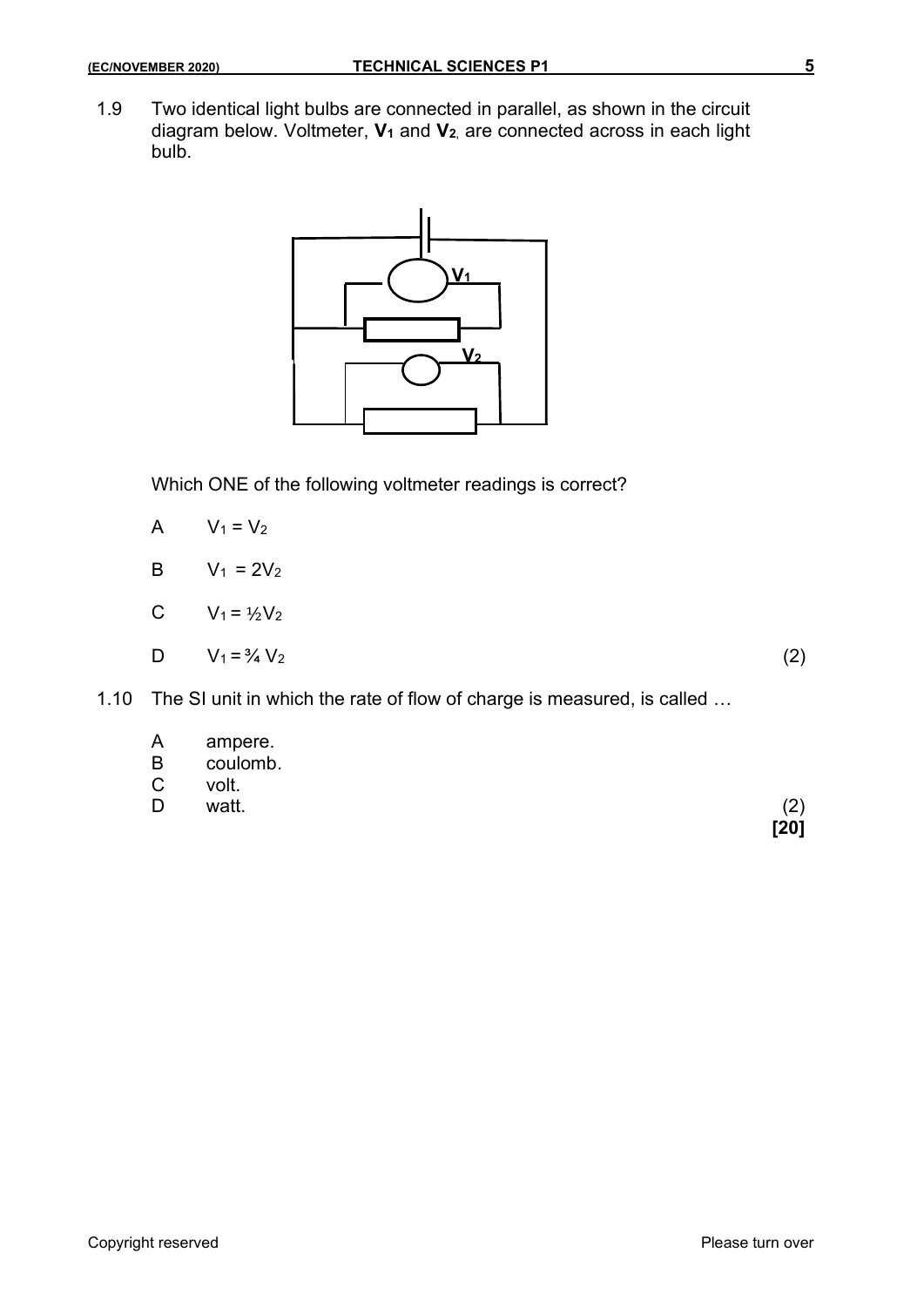1.9 Two identical light bulbs are connected in parallel, as shown in the circuit diagram below. Voltmeter, **$V_1$** and **$V_2$**, are connected across in each light bulb.

Which ONE of the following voltmeter readings is correct?

A $V_1 = V_2$

B $V_1 = 2V_2$

C $V_1 = ½V_2$

D $V_1 = ¾ V_2$ (2)

1.10 The SI unit in which the rate of flow of charge is measured, is called …

A ampere.
B coulomb.
C volt.
D watt. (2)

**[20]**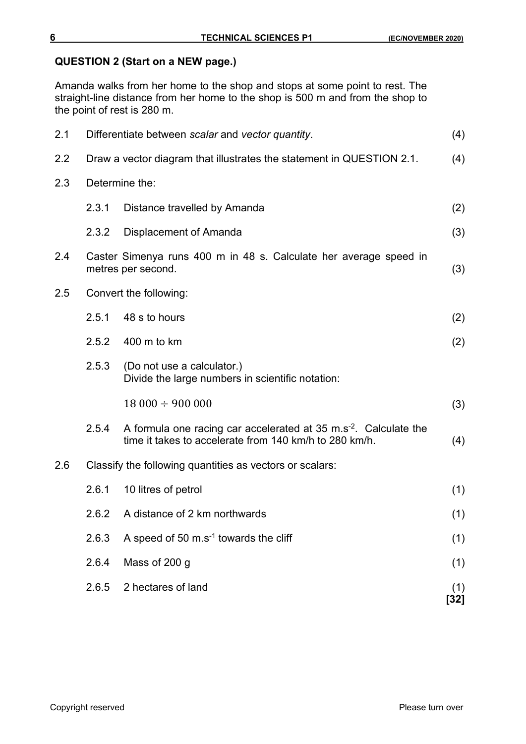## QUESTION 2 (Start on a NEW page.)

Amanda walks from her home to the shop and stops at some point to rest. The straight-line distance from her home to the shop is 500 m and from the shop to the point of rest is 280 m.

2.1 Differentiate between *scalar* and *vector quantity*. (4)

2.2 Draw a vector diagram that illustrates the statement in QUESTION 2.1. (4)

2.3 Determine the:

2.3.1 Distance travelled by Amanda (2)

2.3.2 Displacement of Amanda (3)

2.4 Caster Simenya runs 400 m in 48 s. Calculate her average speed in metres per second. (3)

2.5 Convert the following:

2.5.1 48 s to hours (2)

2.5.2 400 m to km (2)

2.5.3 (Do not use a calculator.)
Divide the large numbers in scientific notation:

$$18\ 000 \div 900\ 000$$ (3)

2.5.4 A formula one racing car accelerated at 35 $m.s^{-2}$. Calculate the time it takes to accelerate from 140 km/h to 280 km/h. (4)

2.6 Classify the following quantities as vectors or scalars:

2.6.1 10 litres of petrol (1)

2.6.2 A distance of 2 km northwards (1)

2.6.3 A speed of 50 $m.s^{-1}$ towards the cliff (1)

2.6.4 Mass of 200 g (1)

2.6.5 2 hectares of land (1)

**[32]**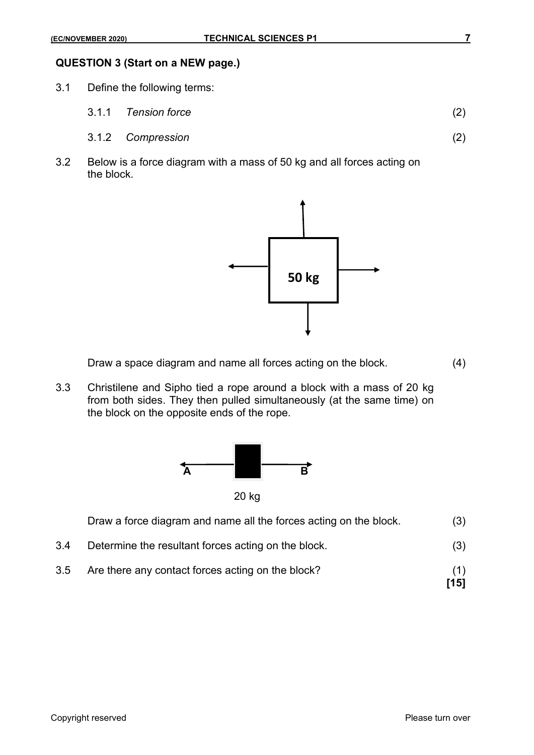## QUESTION 3 (Start on a NEW page.)

3.1 Define the following terms:

3.1.1 *Tension force* (2)

3.1.2 *Compression* (2)

3.2 Below is a force diagram with a mass of 50 kg and all forces acting on the block.

50 kg

Draw a space diagram and name all forces acting on the block. (4)

3.3 Christilene and Sipho tied a rope around a block with a mass of 20 kg from both sides. They then pulled simultaneously (at the same time) on the block on the opposite ends of the rope.

A B

20 kg

Draw a force diagram and name all the forces acting on the block. (3)

3.4 Determine the resultant forces acting on the block. (3)

3.5 Are there any contact forces acting on the block? (1)

**[15]**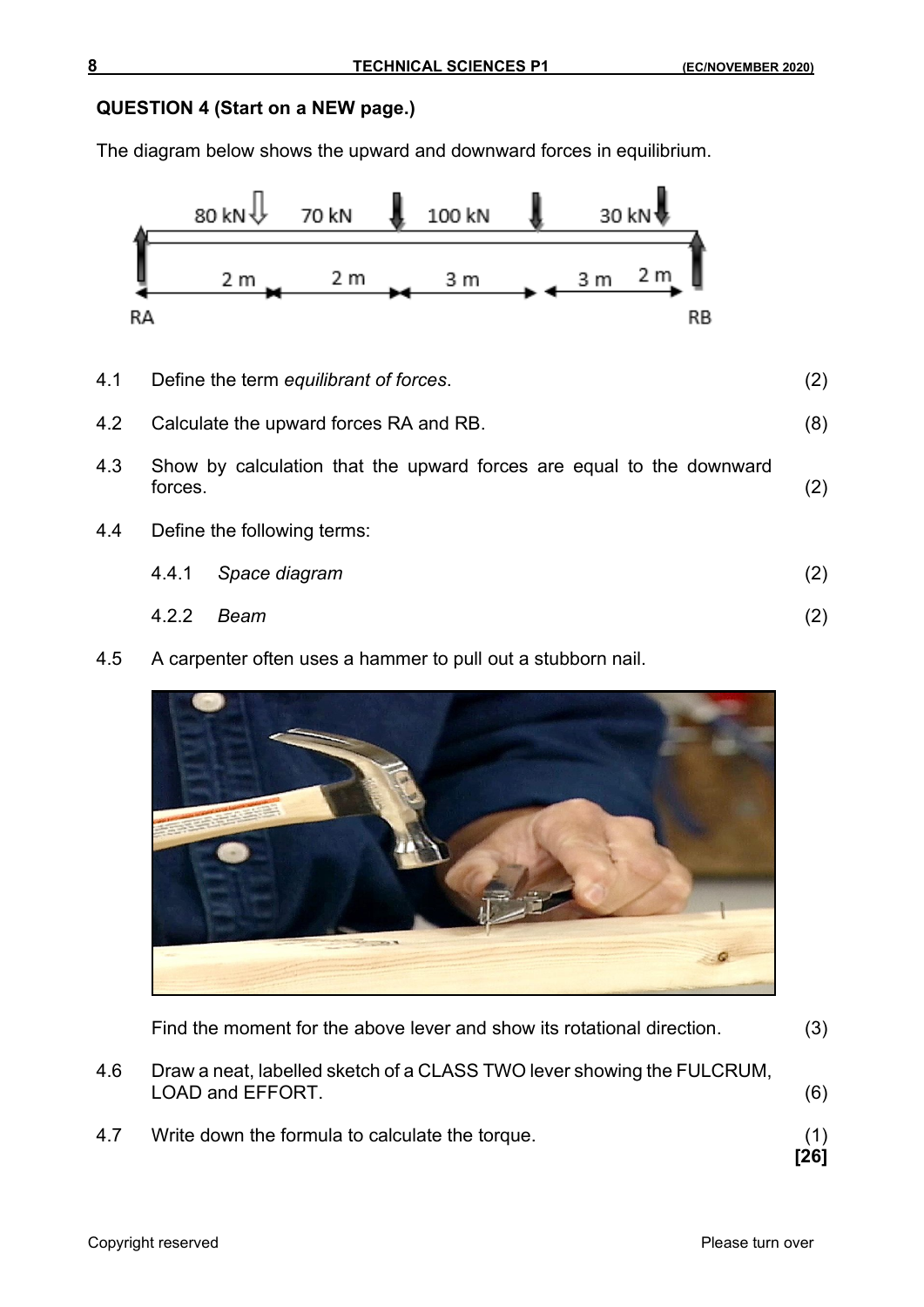## QUESTION 4 (Start on a NEW page.)

The diagram below shows the upward and downward forces in equilibrium.

| 4.1 | Define the term *equilibrant of forces*. | (2) |
|---|---|---|
| 4.2 | Calculate the upward forces RA and RB. | (8) |
| 4.3 | Show by calculation that the upward forces are equal to the downward forces. | (2) |
| 4.4 | Define the following terms: | |
| | 4.4.1 *Space diagram* | (2) |
| | 4.2.2 *Beam* | (2) |

4.5 A carpenter often uses a hammer to pull out a stubborn nail.

Find the moment for the above lever and show its rotational direction. (3)

4.6 Draw a neat, labelled sketch of a CLASS TWO lever showing the FULCRUM, LOAD and EFFORT. (6)

4.7 Write down the formula to calculate the torque. (1)

**[26]**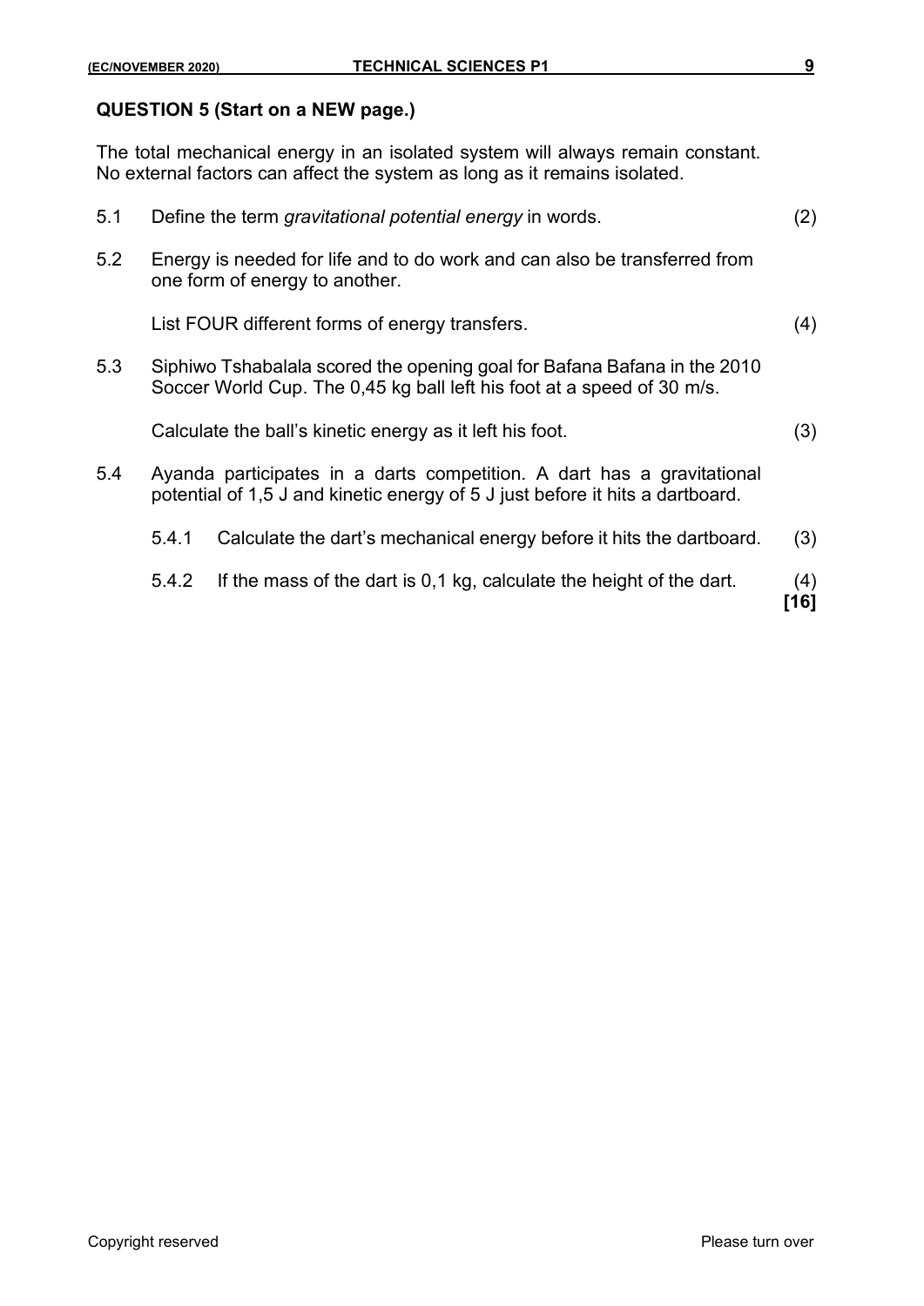## QUESTION 5 (Start on a NEW page.)

The total mechanical energy in an isolated system will always remain constant. No external factors can affect the system as long as it remains isolated.

5.1 Define the term *gravitational potential energy* in words. (2)

5.2 Energy is needed for life and to do work and can also be transferred from one form of energy to another.

List FOUR different forms of energy transfers. (4)

5.3 Siphiwo Tshabalala scored the opening goal for Bafana Bafana in the 2010 Soccer World Cup. The 0,45 kg ball left his foot at a speed of 30 m/s.

Calculate the ball's kinetic energy as it left his foot. (3)

5.4 Ayanda participates in a darts competition. A dart has a gravitational potential of 1,5 J and kinetic energy of 5 J just before it hits a dartboard.

5.4.1 Calculate the dart's mechanical energy before it hits the dartboard. (3)

5.4.2 If the mass of the dart is 0,1 kg, calculate the height of the dart. (4)

**[16]**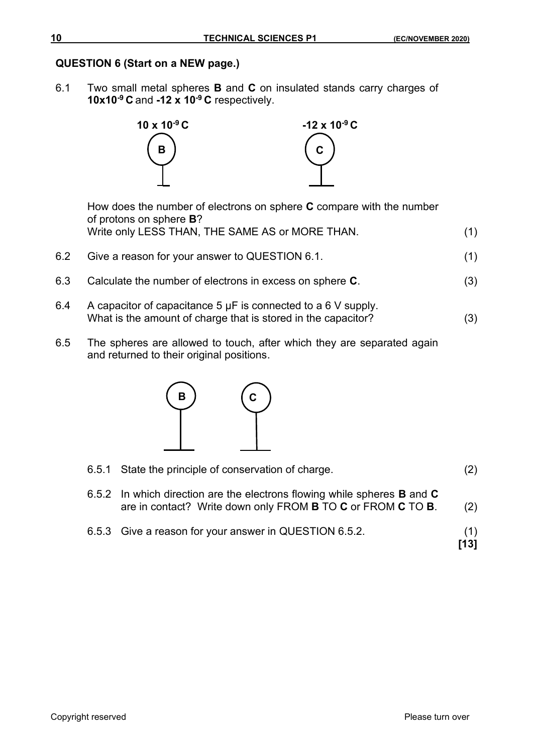## QUESTION 6 (Start on a NEW page.)

6.1 Two small metal spheres **B** and **C** on insulated stands carry charges of **$10 \times 10^{-9}$ C** and **$-12 \times 10^{-9}$ C** respectively.

**$10 \times 10^{-9}$ C** (B) **$-12 \times 10^{-9}$ C** (C)

How does the number of electrons on sphere **C** compare with the number of protons on sphere **B**?
Write only LESS THAN, THE SAME AS or MORE THAN. (1)

6.2 Give a reason for your answer to QUESTION 6.1. (1)

6.3 Calculate the number of electrons in excess on sphere **C**. (3)

6.4 A capacitor of capacitance 5 μF is connected to a 6 V supply.
What is the amount of charge that is stored in the capacitor? (3)

6.5 The spheres are allowed to touch, after which they are separated again and returned to their original positions.

6.5.1 State the principle of conservation of charge. (2)

6.5.2 In which direction are the electrons flowing while spheres **B** and **C** are in contact? Write down only FROM **B** TO **C** or FROM **C** TO **B**. (2)

6.5.3 Give a reason for your answer in QUESTION 6.5.2. (1)

**[13]**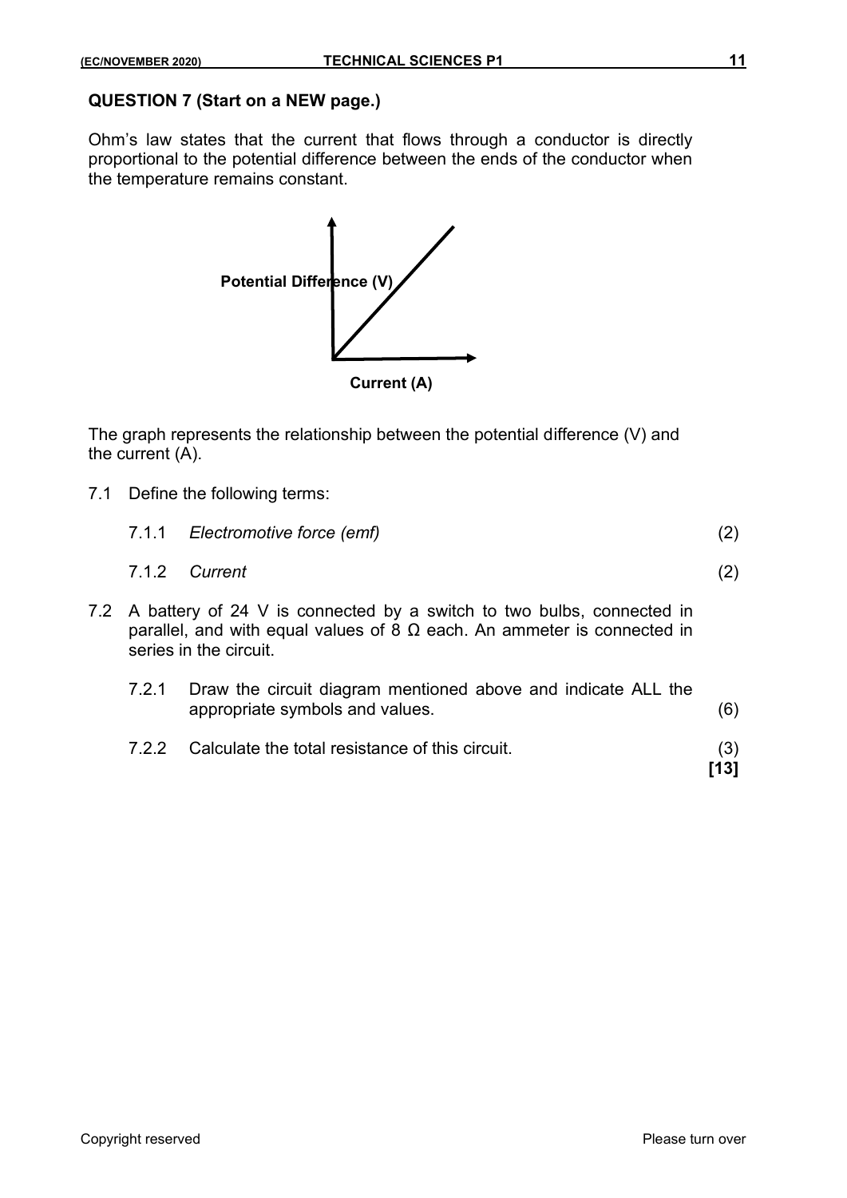## QUESTION 7 (Start on a NEW page.)

Ohm's law states that the current that flows through a conductor is directly proportional to the potential difference between the ends of the conductor when the temperature remains constant.

Potential Difference (V)

Current (A)

The graph represents the relationship between the potential difference (V) and the current (A).

7.1 Define the following terms:

7.1.1 *Electromotive force (emf)* (2)

7.1.2 *Current* (2)

7.2 A battery of 24 V is connected by a switch to two bulbs, connected in parallel, and with equal values of 8 Ω each. An ammeter is connected in series in the circuit.

7.2.1 Draw the circuit diagram mentioned above and indicate ALL the appropriate symbols and values. (6)

7.2.2 Calculate the total resistance of this circuit. (3)

**[13]**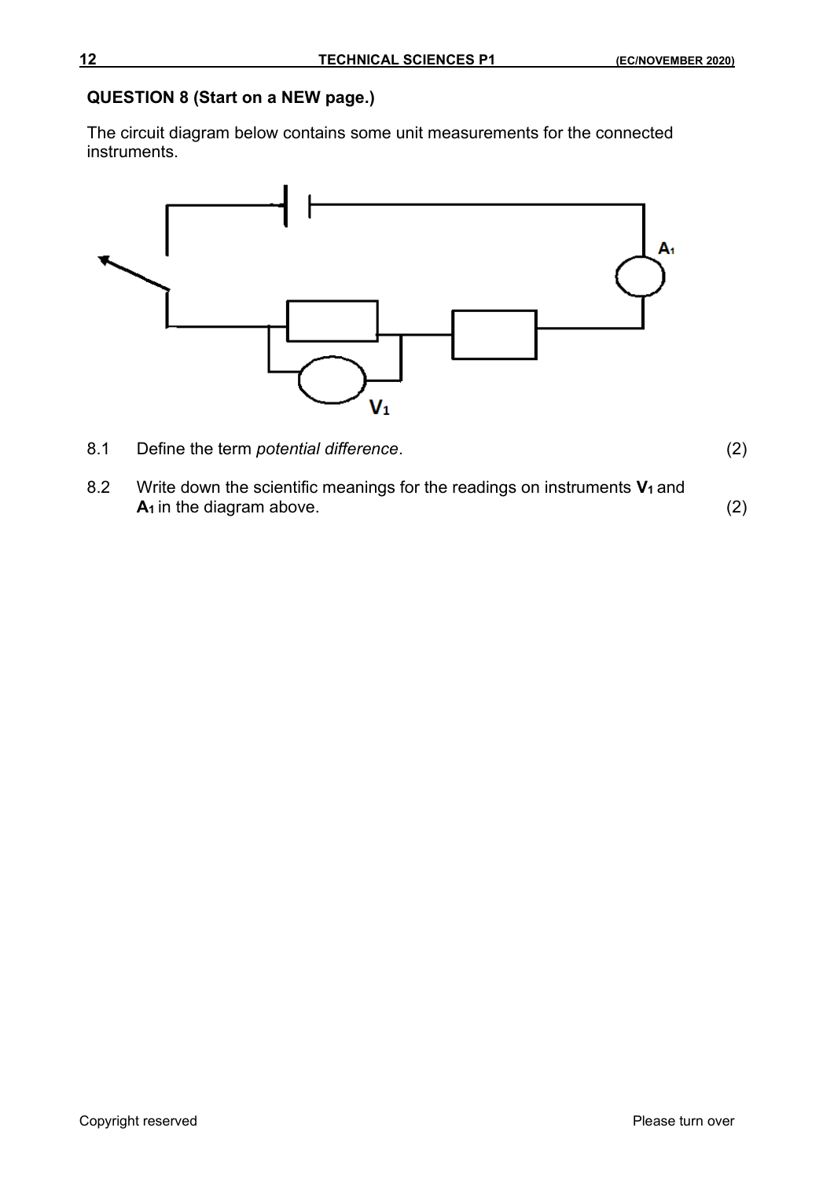## QUESTION 8 (Start on a NEW page.)

The circuit diagram below contains some unit measurements for the connected instruments.

8.1 Define the term *potential difference*. (2)

8.2 Write down the scientific meanings for the readings on instruments $\mathbf{V_1}$ and $\mathbf{A_1}$ in the diagram above. (2)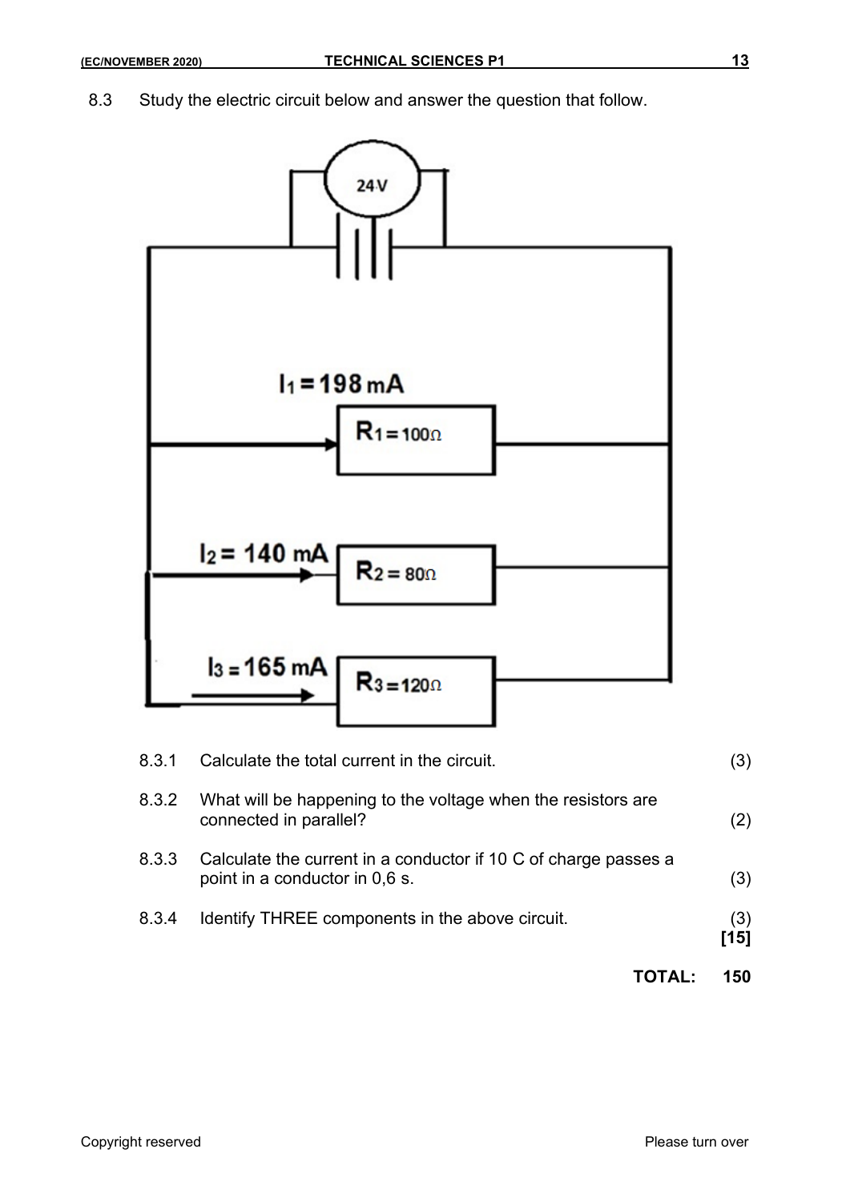8.3 Study the electric circuit below and answer the question that follow.

24V

$I_1 = 198$ mA

$R_1 = 100\Omega$

$I_2 = 140$ mA

$R_2 = 80\Omega$

$I_3 = 165$ mA

$R_3 = 120\Omega$

| | | |
|---|---|---|
| 8.3.1 | Calculate the total current in the circuit. | (3) |
| 8.3.2 | What will be happening to the voltage when the resistors are connected in parallel? | (2) |
| 8.3.3 | Calculate the current in a conductor if 10 C of charge passes a point in a conductor in 0,6 s. | (3) |
| 8.3.4 | Identify THREE components in the above circuit. | (3) |

**[15]**

**TOTAL: 150**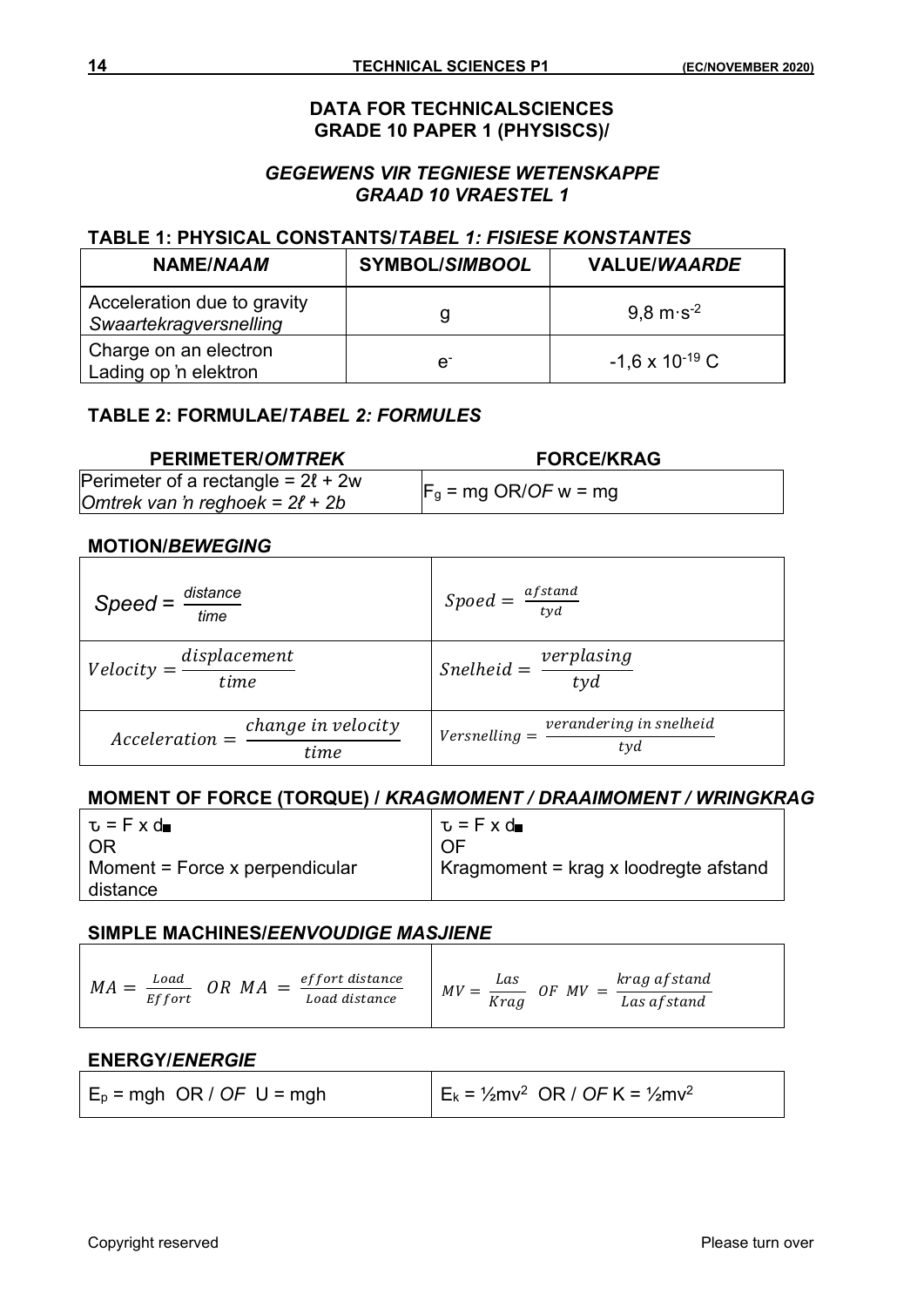## DATA FOR TECHNICALSCIENCES GRADE 10 PAPER 1 (PHYSISCS)/

## *GEGEWENS VIR TEGNIESE WETENSKAPPE GRAAD 10 VRAESTEL 1*

### TABLE 1: PHYSICAL CONSTANTS/*TABEL 1: FISIESE KONSTANTES*

| NAME/*NAAM* | SYMBOL/*SIMBOOL* | VALUE/*WAARDE* |
|---|---|---|
| Acceleration due to gravity *Swaartekragversnelling* | g | $9{,}8\ m\cdot s^{-2}$ |
| Charge on an electron *Lading op 'n elektron* | $e^-$ | $-1{,}6 \times 10^{-19}$ C |

### TABLE 2: FORMULAE/*TABEL 2: FORMULES*

| PERIMETER/*OMTREK* | FORCE/KRAG |
|---|---|
| Perimeter of a rectangle = $2\ell + 2w$ *Omtrek van 'n reghoek = $2\ell + 2b$* | $F_g = mg$ OR/*OF* $w = mg$ |

### MOTION/*BEWEGING*

| | |
|---|---|
| $Speed = \frac{distance}{time}$ | $Spoed = \frac{afstand}{tyd}$ |
| $Velocity = \frac{displacement}{time}$ | $Snelheid = \frac{verplasing}{tyd}$ |
| $Acceleration = \frac{change\ in\ velocity}{time}$ | $Versnelling = \frac{verandering\ in\ snelheid}{tyd}$ |

### MOMENT OF FORCE (TORQUE) / *KRAGMOMENT / DRAAIMOMENT / WRINGKRAG*

| | |
|---|---|
| $\tau = F \times d_{\perp}$ OR Moment = Force x perpendicular distance | $\tau = F \times d_{\perp}$ OF Kragmoment = krag x loodregte afstand |

### SIMPLE MACHINES/*EENVOUDIGE MASJIENE*

| | |
|---|---|
| $MA = \frac{Load}{Effort}$ OR $MA = \frac{effort\ distance}{Load\ distance}$ | $MV = \frac{Las}{Krag}$ OF $MV = \frac{krag\ afstand}{Las\ afstand}$ |

### ENERGY/*ENERGIE*

| | |
|---|---|
| $E_p = mgh$ OR / *OF* $U = mgh$ | $E_k = \frac{1}{2}mv^2$ OR / *OF* $K = \frac{1}{2}mv^2$ |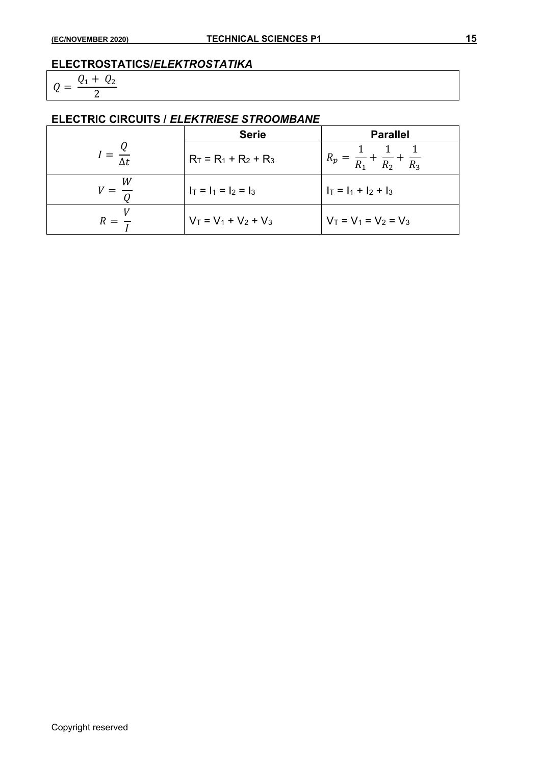## ELECTROSTATICS/*ELEKTROSTATIKA*

| |
|---|
| $Q = \frac{Q_1 + Q_2}{2}$ |

## ELECTRIC CIRCUITS / *ELEKTRIESE STROOMBANE*

| | Serie | Parallel |
|---|---|---|
| $I = \frac{Q}{\Delta t}$ | $R_T = R_1 + R_2 + R_3$ | $R_p = \frac{1}{R_1} + \frac{1}{R_2} + \frac{1}{R_3}$ |
| $V = \frac{W}{Q}$ | $I_T = I_1 = I_2 = I_3$ | $I_T = I_1 + I_2 + I_3$ |
| $R = \frac{V}{I}$ | $V_T = V_1 + V_2 + V_3$ | $V_T = V_1 = V_2 = V_3$ |

Copyright reserved